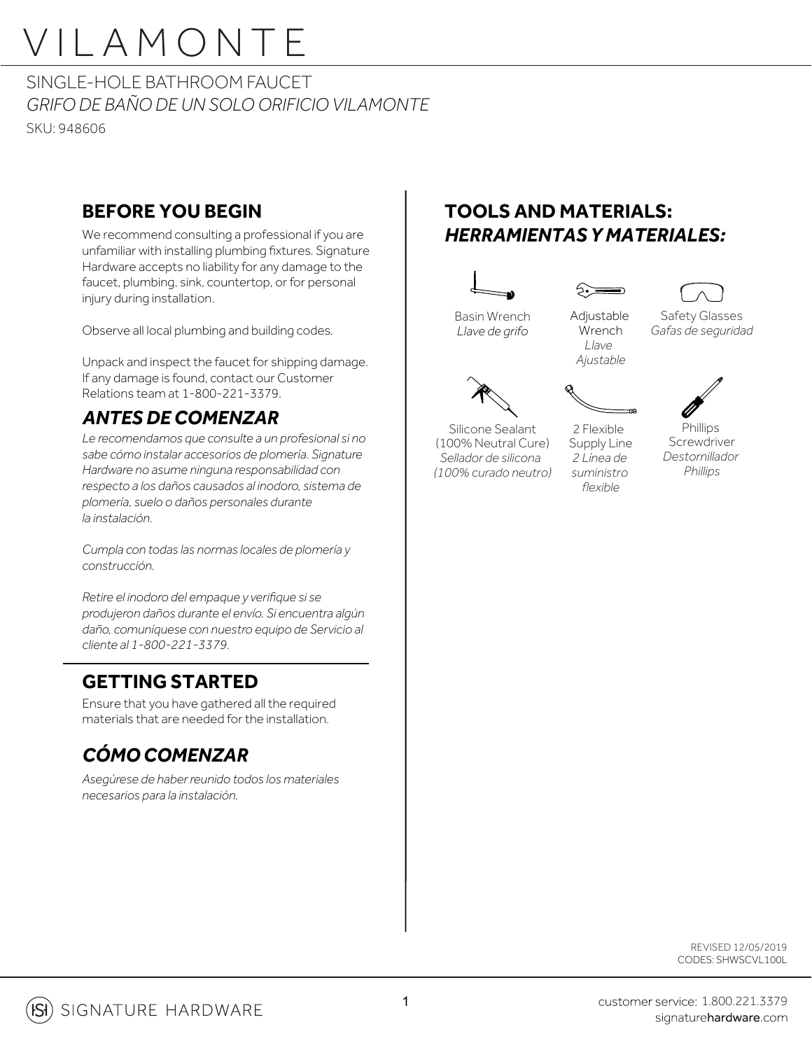# VILAMONTE

SINGLE-HOLE BATHROOM FAUCET

*GRIFO DE BAÑO DE UN SOLO ORIFICIO VILAMONTE*

SKU: 948606

## BEFORE YOU BEGIN

We recommend consulting a professional if you are unfamiliar with installing plumbing fixtures. Signature Hardware accepts no liability for any damage to the faucet, plumbing, sink, countertop, or for personal injury during installation.

Observe all local plumbing and building codes.

Unpack and inspect the faucet for shipping damage. If any damage is found, contact our Customer Relations team at 1-800-221-3379.

## *ANTES DE COMENZAR*

*Le recomendamos que consulte a un profesional si no sabe cómo instalar accesorios de plomería. Signature Hardware no asume ninguna responsabilidad con respecto a los daños causados al inodoro, sistema de plomería, suelo o daños personales durante la instalación.*

*Cumpla con todas las normas locales de plomería y construcción.*

*Retire el inodoro del empaque y verifique si se produjeron daños durante el envío. Si encuentra algún daño, comuníquese con nuestro equipo de Servicio al cliente al 1-800-221-3379.*

## GETTING STARTED

Ensure that you have gathered all the required materials that are needed for the installation.

## *CÓMO COMENZAR*

*Asegúrese de haber reunido todos los materiales necesarios para la instalación.*

## TOOLS AND MATERIALS:
## *HERRAMIENTAS Y MATERIALES:*

- Basin Wrench / *Llave de grifo*
- Adjustable Wrench / *Llave Ajustable*
- Safety Glasses / *Gafas de seguridad*
- Silicone Sealant (100% Neutral Cure) / *Sellador de silicona (100% curado neutro)*
- 2 Flexible Supply Line / *2 Línea de suministro flexible*
- Phillips Screwdriver / *Destornillador Phillips*

REVISED 12/05/2019
CODES: SHWSCVL100L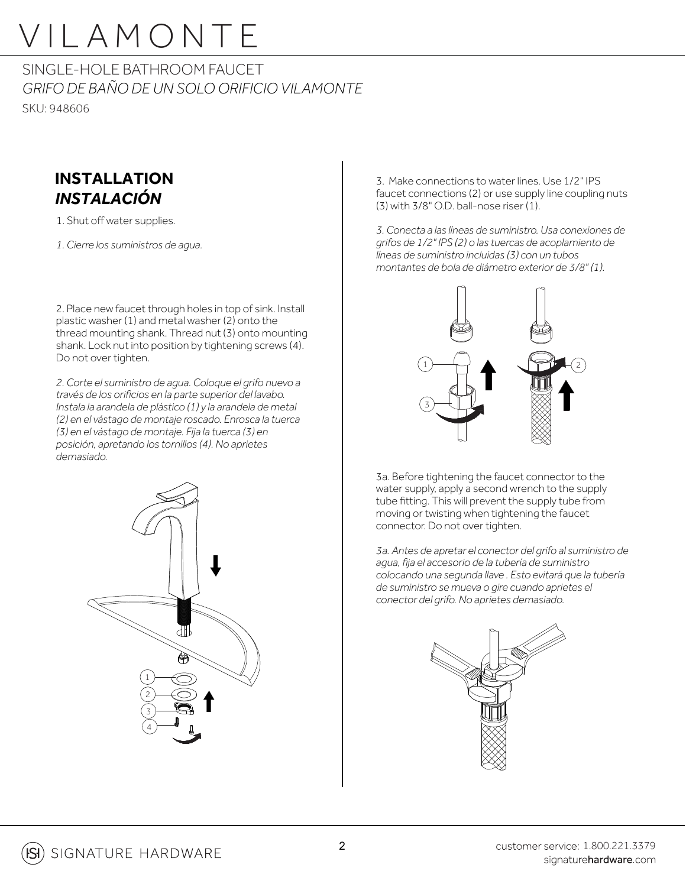# VILAMONTE

## SINGLE-HOLE BATHROOM FAUCET

*GRIFO DE BAÑO DE UN SOLO ORIFICIO VILAMONTE*

SKU: 948606

## INSTALLATION
### *INSTALACIÓN*

1. Shut off water supplies.

*1. Cierre los suministros de agua.*

2. Place new faucet through holes in top of sink. Install plastic washer (1) and metal washer (2) onto the thread mounting shank. Thread nut (3) onto mounting shank. Lock nut into position by tightening screws (4). Do not over tighten.

*2. Corte el suministro de agua. Coloque el grifo nuevo a través de los orificios en la parte superior del lavabo. Instala la arandela de plástico (1) y la arandela de metal (2) en el vástago de montaje roscado. Enrosca la tuerca (3) en el vástago de montaje. Fija la tuerca (3) en posición, apretando los tornillos (4). No aprietes demasiado.*

3. Make connections to water lines. Use 1/2" IPS faucet connections (2) or use supply line coupling nuts (3) with 3/8" O.D. ball-nose riser (1).

*3. Conecta a las líneas de suministro. Usa conexiones de grifos de 1/2" IPS (2) o las tuercas de acoplamiento de líneas de suministro incluidas (3) con un tubos montantes de bola de diámetro exterior de 3/8" (1).*

3a. Before tightening the faucet connector to the water supply, apply a second wrench to the supply tube fitting. This will prevent the supply tube from moving or twisting when tightening the faucet connector. Do not over tighten.

*3a. Antes de apretar el conector del grifo al suministro de agua, fija el accesorio de la tubería de suministro colocando una segunda llave . Esto evitará que la tubería de suministro se mueva o gire cuando aprietes el conector del grifo. No aprietes demasiado.*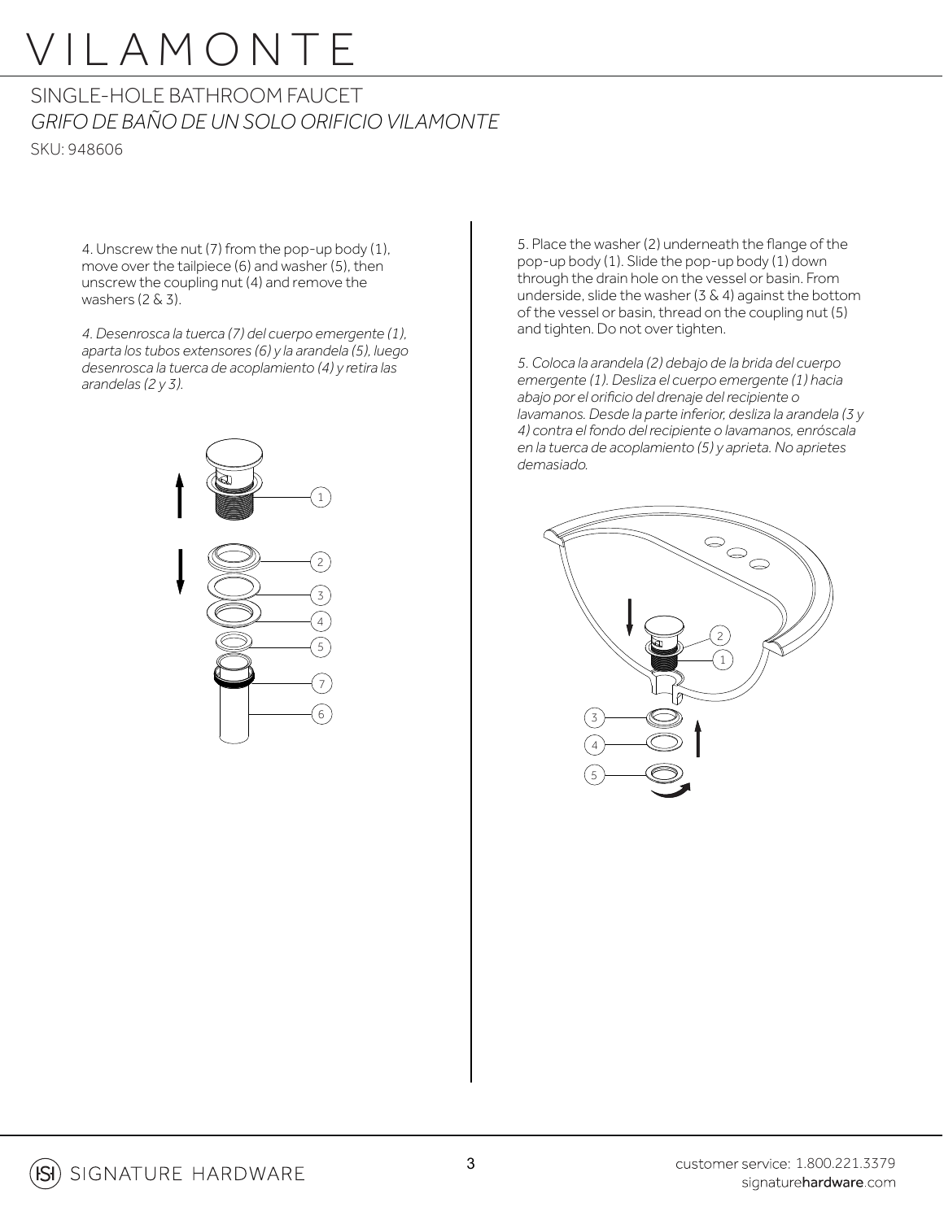# VILAMONTE

## SINGLE-HOLE BATHROOM FAUCET

*GRIFO DE BAÑO DE UN SOLO ORIFICIO VILAMONTE*

SKU: 948606

4. Unscrew the nut (7) from the pop-up body (1), move over the tailpiece (6) and washer (5), then unscrew the coupling nut (4) and remove the washers (2 & 3).

*4. Desenrosca la tuerca (7) del cuerpo emergente (1), aparta los tubos extensores (6) y la arandela (5), luego desenrosca la tuerca de acoplamiento (4) y retira las arandelas (2 y 3).*

5. Place the washer (2) underneath the flange of the pop-up body (1). Slide the pop-up body (1) down through the drain hole on the vessel or basin. From underside, slide the washer (3 & 4) against the bottom of the vessel or basin, thread on the coupling nut (5) and tighten. Do not over tighten.

*5. Coloca la arandela (2) debajo de la brida del cuerpo emergente (1). Desliza el cuerpo emergente (1) hacia abajo por el orificio del drenaje del recipiente o lavamanos. Desde la parte inferior, desliza la arandela (3 y 4) contra el fondo del recipiente o lavamanos, enróscala en la tuerca de acoplamiento (5) y aprieta. No aprietes demasiado.*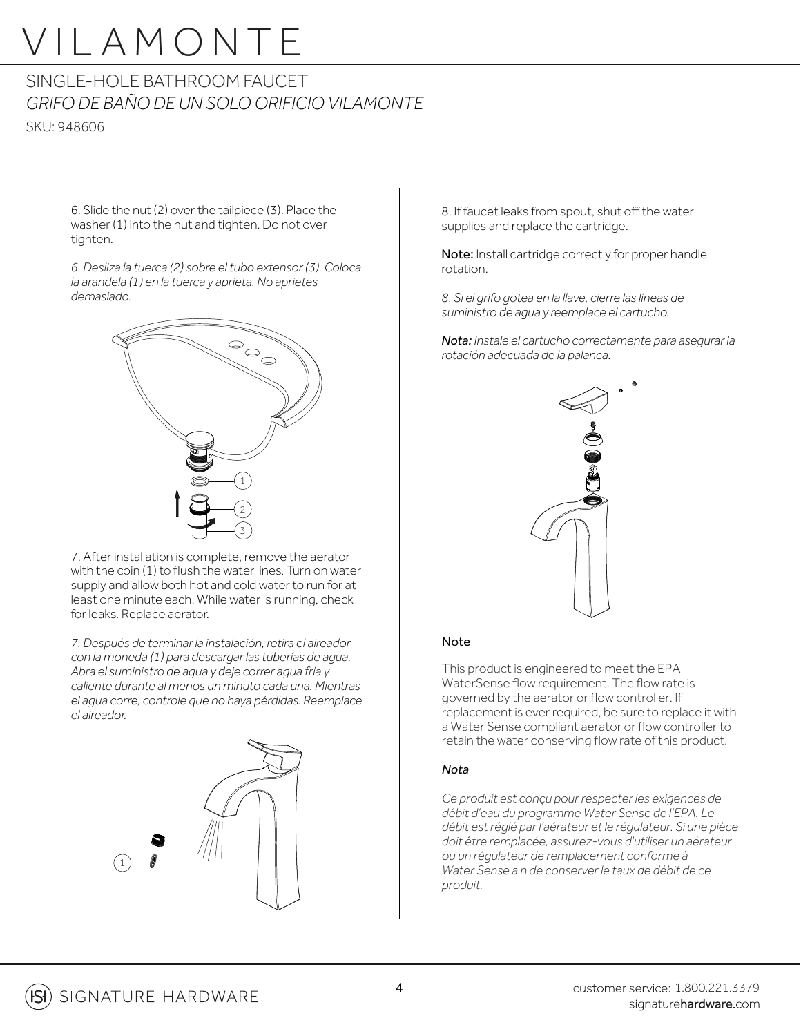# VILAMONTE

## SINGLE-HOLE BATHROOM FAUCET

*GRIFO DE BAÑO DE UN SOLO ORIFICIO VILAMONTE*

SKU: 948606

6. Slide the nut (2) over the tailpiece (3). Place the washer (1) into the nut and tighten. Do not over tighten.

*6. Desliza la tuerca (2) sobre el tubo extensor (3). Coloca la arandela (1) en la tuerca y aprieta. No aprietes demasiado.*

1
2
3

7. After installation is complete, remove the aerator with the coin (1) to flush the water lines. Turn on water supply and allow both hot and cold water to run for at least one minute each. While water is running, check for leaks. Replace aerator.

*7. Después de terminar la instalación, retira el aireador con la moneda (1) para descargar las tuberías de agua. Abra el suministro de agua y deje correr agua fría y caliente durante al menos un minuto cada una. Mientras el agua corre, controle que no haya pérdidas. Reemplace el aireador.*

1

8. If faucet leaks from spout, shut off the water supplies and replace the cartridge.

**Note:** Install cartridge correctly for proper handle rotation.

*8. Si el grifo gotea en la llave, cierre las líneas de suministro de agua y reemplace el cartucho.*

***Nota:** Instale el cartucho correctamente para asegurar la rotación adecuada de la palanca.*

### Note

This product is engineered to meet the EPA WaterSense flow requirement. The flow rate is governed by the aerator or flow controller. If replacement is ever required, be sure to replace it with a Water Sense compliant aerator or flow controller to retain the water conserving flow rate of this product.

### *Nota*

*Ce produit est conçu pour respecter les exigences de débit d'eau du programme Water Sense de l'EPA. Le débit est réglé par l'aérateur et le régulateur. Si une pièce doit être remplacée, assurez-vous d'utiliser un aérateur ou un régulateur de remplacement conforme à Water Sense a n de conserver le taux de débit de ce produit.*

SIGNATURE HARDWARE

customer service: 1.800.221.3379
signaturehardware.com